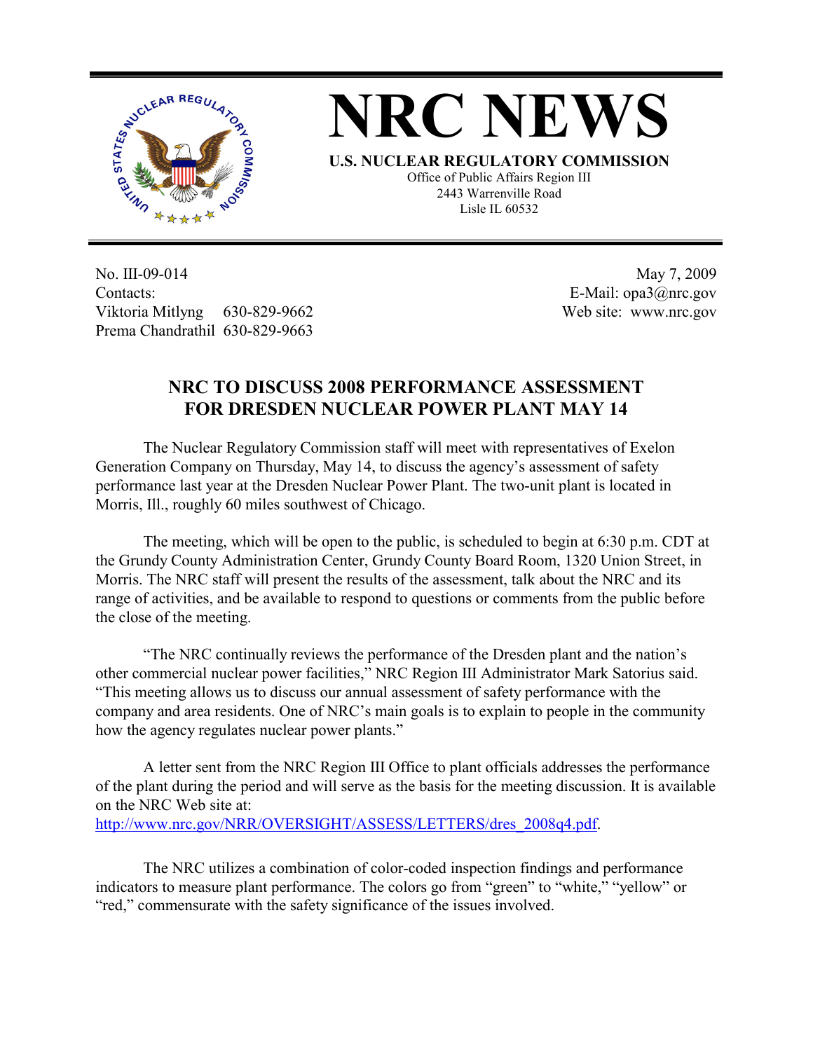# NRC NEWS

**U.S. NUCLEAR REGULATORY COMMISSION**

Office of Public Affairs Region III
2443 Warrenville Road
Lisle IL 60532

No. III-09-014
Contacts:
Viktoria Mitlyng 630-829-9662
Prema Chandrathil 630-829-9663

May 7, 2009
E-Mail: opa3@nrc.gov
Web site: www.nrc.gov

## NRC TO DISCUSS 2008 PERFORMANCE ASSESSMENT FOR DRESDEN NUCLEAR POWER PLANT MAY 14

The Nuclear Regulatory Commission staff will meet with representatives of Exelon Generation Company on Thursday, May 14, to discuss the agency's assessment of safety performance last year at the Dresden Nuclear Power Plant. The two-unit plant is located in Morris, Ill., roughly 60 miles southwest of Chicago.

The meeting, which will be open to the public, is scheduled to begin at 6:30 p.m. CDT at the Grundy County Administration Center, Grundy County Board Room, 1320 Union Street, in Morris. The NRC staff will present the results of the assessment, talk about the NRC and its range of activities, and be available to respond to questions or comments from the public before the close of the meeting.

"The NRC continually reviews the performance of the Dresden plant and the nation's other commercial nuclear power facilities," NRC Region III Administrator Mark Satorius said. "This meeting allows us to discuss our annual assessment of safety performance with the company and area residents. One of NRC's main goals is to explain to people in the community how the agency regulates nuclear power plants."

A letter sent from the NRC Region III Office to plant officials addresses the performance of the plant during the period and will serve as the basis for the meeting discussion. It is available on the NRC Web site at:
http://www.nrc.gov/NRR/OVERSIGHT/ASSESS/LETTERS/dres_2008q4.pdf.

The NRC utilizes a combination of color-coded inspection findings and performance indicators to measure plant performance. The colors go from "green" to "white," "yellow" or "red," commensurate with the safety significance of the issues involved.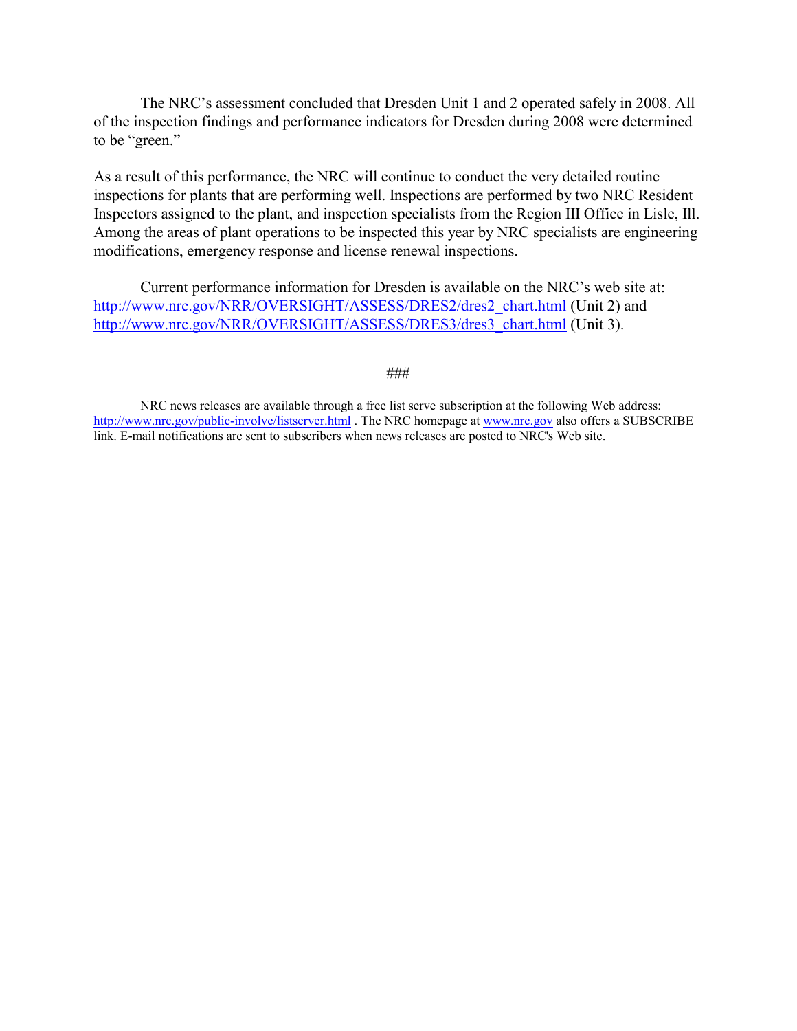The NRC's assessment concluded that Dresden Unit 1 and 2 operated safely in 2008. All of the inspection findings and performance indicators for Dresden during 2008 were determined to be "green."

As a result of this performance, the NRC will continue to conduct the very detailed routine inspections for plants that are performing well. Inspections are performed by two NRC Resident Inspectors assigned to the plant, and inspection specialists from the Region III Office in Lisle, Ill. Among the areas of plant operations to be inspected this year by NRC specialists are engineering modifications, emergency response and license renewal inspections.

Current performance information for Dresden is available on the NRC's web site at: http://www.nrc.gov/NRR/OVERSIGHT/ASSESS/DRES2/dres2_chart.html (Unit 2) and http://www.nrc.gov/NRR/OVERSIGHT/ASSESS/DRES3/dres3_chart.html (Unit 3).

###

NRC news releases are available through a free list serve subscription at the following Web address: http://www.nrc.gov/public-involve/listserver.html . The NRC homepage at www.nrc.gov also offers a SUBSCRIBE link. E-mail notifications are sent to subscribers when news releases are posted to NRC's Web site.